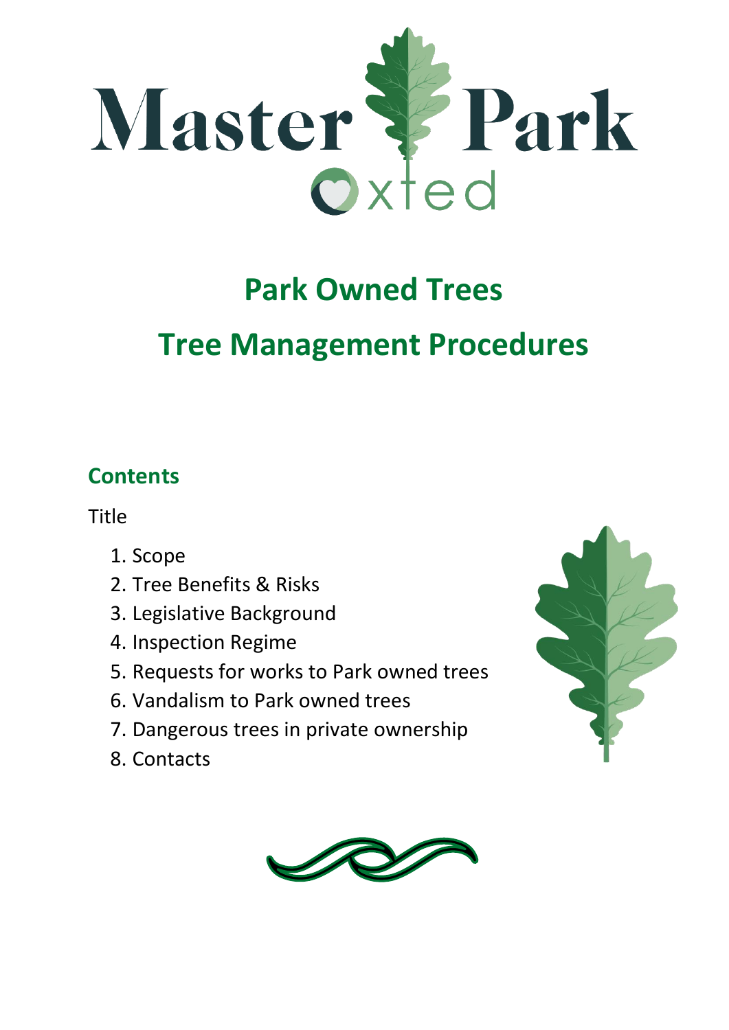Master Park Oxted

# Park Owned Trees

# Tree Management Procedures

## Contents

Title

1. Scope
2. Tree Benefits & Risks
3. Legislative Background
4. Inspection Regime
5. Requests for works to Park owned trees
6. Vandalism to Park owned trees
7. Dangerous trees in private ownership
8. Contacts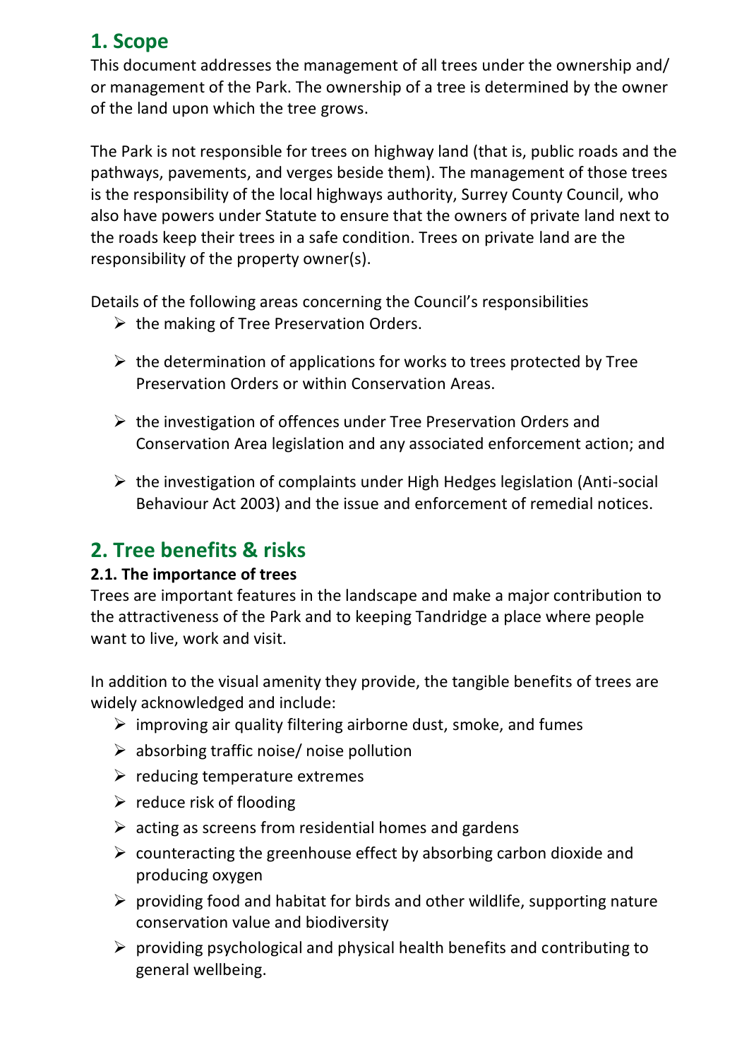## 1. Scope

This document addresses the management of all trees under the ownership and/ or management of the Park. The ownership of a tree is determined by the owner of the land upon which the tree grows.

The Park is not responsible for trees on highway land (that is, public roads and the pathways, pavements, and verges beside them). The management of those trees is the responsibility of the local highways authority, Surrey County Council, who also have powers under Statute to ensure that the owners of private land next to the roads keep their trees in a safe condition. Trees on private land are the responsibility of the property owner(s).

Details of the following areas concerning the Council's responsibilities

- the making of Tree Preservation Orders.
- the determination of applications for works to trees protected by Tree Preservation Orders or within Conservation Areas.
- the investigation of offences under Tree Preservation Orders and Conservation Area legislation and any associated enforcement action; and
- the investigation of complaints under High Hedges legislation (Anti-social Behaviour Act 2003) and the issue and enforcement of remedial notices.

## 2. Tree benefits & risks

### 2.1. The importance of trees

Trees are important features in the landscape and make a major contribution to the attractiveness of the Park and to keeping Tandridge a place where people want to live, work and visit.

In addition to the visual amenity they provide, the tangible benefits of trees are widely acknowledged and include:

- improving air quality filtering airborne dust, smoke, and fumes
- absorbing traffic noise/ noise pollution
- reducing temperature extremes
- reduce risk of flooding
- acting as screens from residential homes and gardens
- counteracting the greenhouse effect by absorbing carbon dioxide and producing oxygen
- providing food and habitat for birds and other wildlife, supporting nature conservation value and biodiversity
- providing psychological and physical health benefits and contributing to general wellbeing.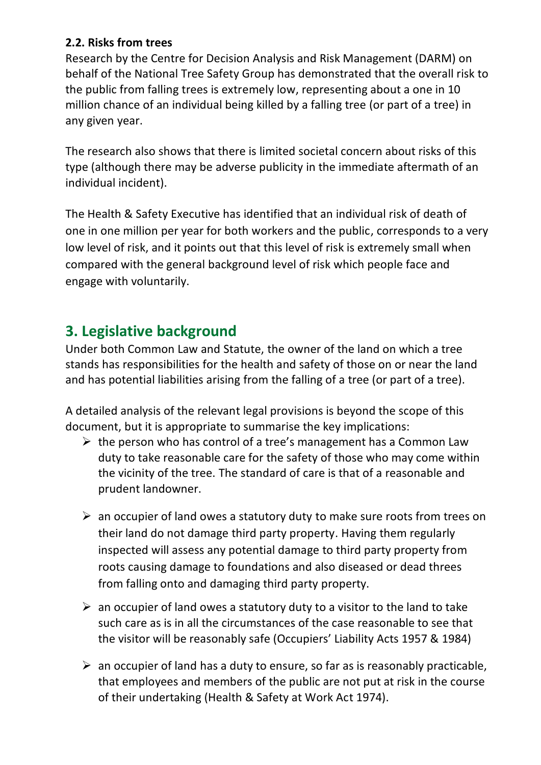### 2.2. Risks from trees

Research by the Centre for Decision Analysis and Risk Management (DARM) on behalf of the National Tree Safety Group has demonstrated that the overall risk to the public from falling trees is extremely low, representing about a one in 10 million chance of an individual being killed by a falling tree (or part of a tree) in any given year.

The research also shows that there is limited societal concern about risks of this type (although there may be adverse publicity in the immediate aftermath of an individual incident).

The Health & Safety Executive has identified that an individual risk of death of one in one million per year for both workers and the public, corresponds to a very low level of risk, and it points out that this level of risk is extremely small when compared with the general background level of risk which people face and engage with voluntarily.

## 3. Legislative background

Under both Common Law and Statute, the owner of the land on which a tree stands has responsibilities for the health and safety of those on or near the land and has potential liabilities arising from the falling of a tree (or part of a tree).

A detailed analysis of the relevant legal provisions is beyond the scope of this document, but it is appropriate to summarise the key implications:

- the person who has control of a tree's management has a Common Law duty to take reasonable care for the safety of those who may come within the vicinity of the tree. The standard of care is that of a reasonable and prudent landowner.
- an occupier of land owes a statutory duty to make sure roots from trees on their land do not damage third party property. Having them regularly inspected will assess any potential damage to third party property from roots causing damage to foundations and also diseased or dead threes from falling onto and damaging third party property.
- an occupier of land owes a statutory duty to a visitor to the land to take such care as is in all the circumstances of the case reasonable to see that the visitor will be reasonably safe (Occupiers' Liability Acts 1957 & 1984)
- an occupier of land has a duty to ensure, so far as is reasonably practicable, that employees and members of the public are not put at risk in the course of their undertaking (Health & Safety at Work Act 1974).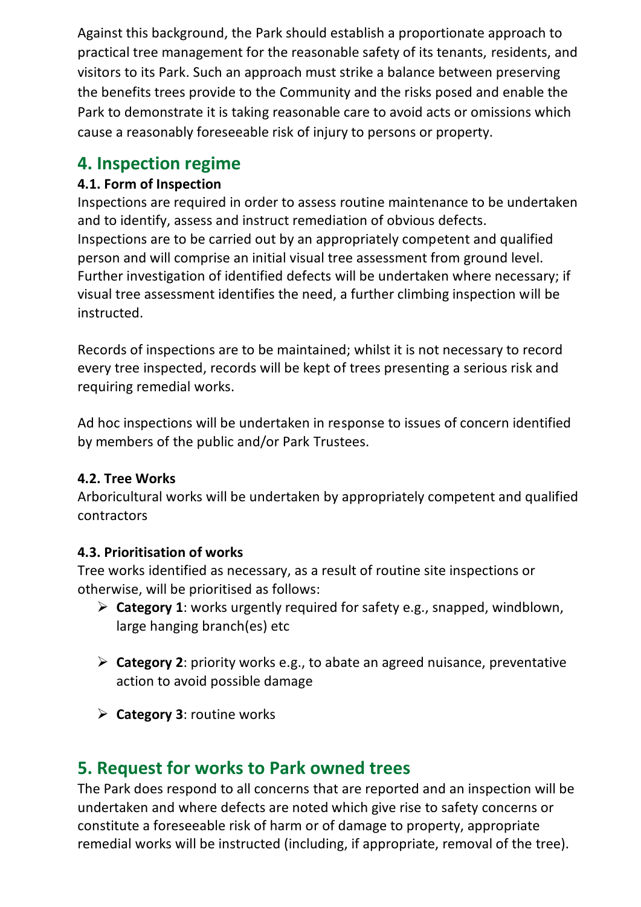Against this background, the Park should establish a proportionate approach to practical tree management for the reasonable safety of its tenants, residents, and visitors to its Park. Such an approach must strike a balance between preserving the benefits trees provide to the Community and the risks posed and enable the Park to demonstrate it is taking reasonable care to avoid acts or omissions which cause a reasonably foreseeable risk of injury to persons or property.

## 4. Inspection regime

### 4.1. Form of Inspection

Inspections are required in order to assess routine maintenance to be undertaken and to identify, assess and instruct remediation of obvious defects.
Inspections are to be carried out by an appropriately competent and qualified person and will comprise an initial visual tree assessment from ground level. Further investigation of identified defects will be undertaken where necessary; if visual tree assessment identifies the need, a further climbing inspection will be instructed.

Records of inspections are to be maintained; whilst it is not necessary to record every tree inspected, records will be kept of trees presenting a serious risk and requiring remedial works.

Ad hoc inspections will be undertaken in response to issues of concern identified by members of the public and/or Park Trustees.

### 4.2. Tree Works

Arboricultural works will be undertaken by appropriately competent and qualified contractors

### 4.3. Prioritisation of works

Tree works identified as necessary, as a result of routine site inspections or otherwise, will be prioritised as follows:

- **Category 1**: works urgently required for safety e.g., snapped, windblown, large hanging branch(es) etc
- **Category 2**: priority works e.g., to abate an agreed nuisance, preventative action to avoid possible damage
- **Category 3**: routine works

## 5. Request for works to Park owned trees

The Park does respond to all concerns that are reported and an inspection will be undertaken and where defects are noted which give rise to safety concerns or constitute a foreseeable risk of harm or of damage to property, appropriate remedial works will be instructed (including, if appropriate, removal of the tree).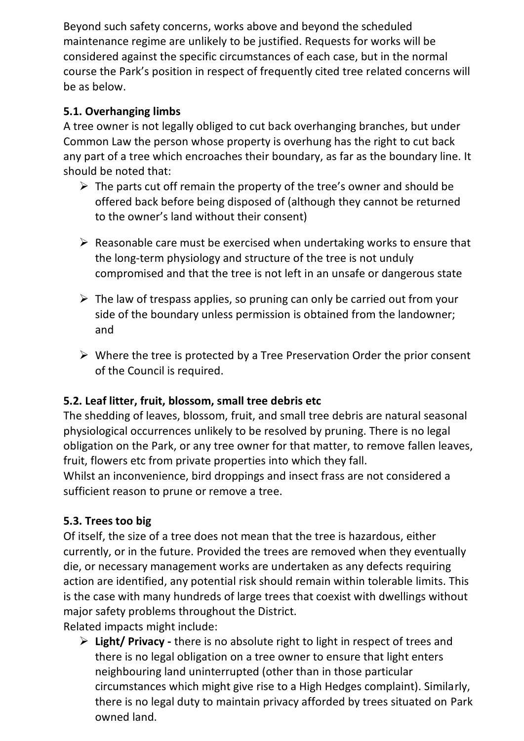Beyond such safety concerns, works above and beyond the scheduled maintenance regime are unlikely to be justified. Requests for works will be considered against the specific circumstances of each case, but in the normal course the Park's position in respect of frequently cited tree related concerns will be as below.

### 5.1. Overhanging limbs

A tree owner is not legally obliged to cut back overhanging branches, but under Common Law the person whose property is overhung has the right to cut back any part of a tree which encroaches their boundary, as far as the boundary line. It should be noted that:

- The parts cut off remain the property of the tree's owner and should be offered back before being disposed of (although they cannot be returned to the owner's land without their consent)
- Reasonable care must be exercised when undertaking works to ensure that the long-term physiology and structure of the tree is not unduly compromised and that the tree is not left in an unsafe or dangerous state
- The law of trespass applies, so pruning can only be carried out from your side of the boundary unless permission is obtained from the landowner; and
- Where the tree is protected by a Tree Preservation Order the prior consent of the Council is required.

### 5.2. Leaf litter, fruit, blossom, small tree debris etc

The shedding of leaves, blossom, fruit, and small tree debris are natural seasonal physiological occurrences unlikely to be resolved by pruning. There is no legal obligation on the Park, or any tree owner for that matter, to remove fallen leaves, fruit, flowers etc from private properties into which they fall.
Whilst an inconvenience, bird droppings and insect frass are not considered a sufficient reason to prune or remove a tree.

### 5.3. Trees too big

Of itself, the size of a tree does not mean that the tree is hazardous, either currently, or in the future. Provided the trees are removed when they eventually die, or necessary management works are undertaken as any defects requiring action are identified, any potential risk should remain within tolerable limits. This is the case with many hundreds of large trees that coexist with dwellings without major safety problems throughout the District.
Related impacts might include:

- **Light/ Privacy -** there is no absolute right to light in respect of trees and there is no legal obligation on a tree owner to ensure that light enters neighbouring land uninterrupted (other than in those particular circumstances which might give rise to a High Hedges complaint). Similarly, there is no legal duty to maintain privacy afforded by trees situated on Park owned land.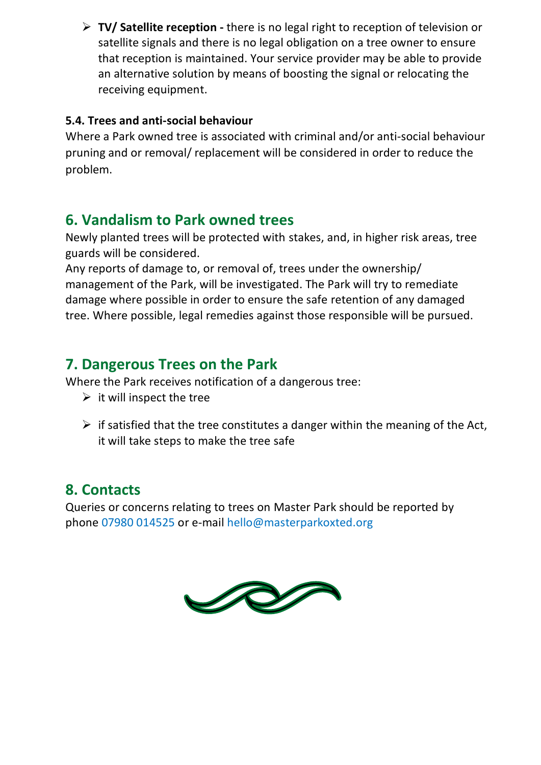- **TV/ Satellite reception -** there is no legal right to reception of television or satellite signals and there is no legal obligation on a tree owner to ensure that reception is maintained. Your service provider may be able to provide an alternative solution by means of boosting the signal or relocating the receiving equipment.

**5.4. Trees and anti-social behaviour**

Where a Park owned tree is associated with criminal and/or anti-social behaviour pruning and or removal/ replacement will be considered in order to reduce the problem.

## 6. Vandalism to Park owned trees

Newly planted trees will be protected with stakes, and, in higher risk areas, tree guards will be considered.

Any reports of damage to, or removal of, trees under the ownership/ management of the Park, will be investigated. The Park will try to remediate damage where possible in order to ensure the safe retention of any damaged tree. Where possible, legal remedies against those responsible will be pursued.

## 7. Dangerous Trees on the Park

Where the Park receives notification of a dangerous tree:

- it will inspect the tree
- if satisfied that the tree constitutes a danger within the meaning of the Act, it will take steps to make the tree safe

## 8. Contacts

Queries or concerns relating to trees on Master Park should be reported by phone 07980 014525 or e-mail hello@masterparkoxted.org